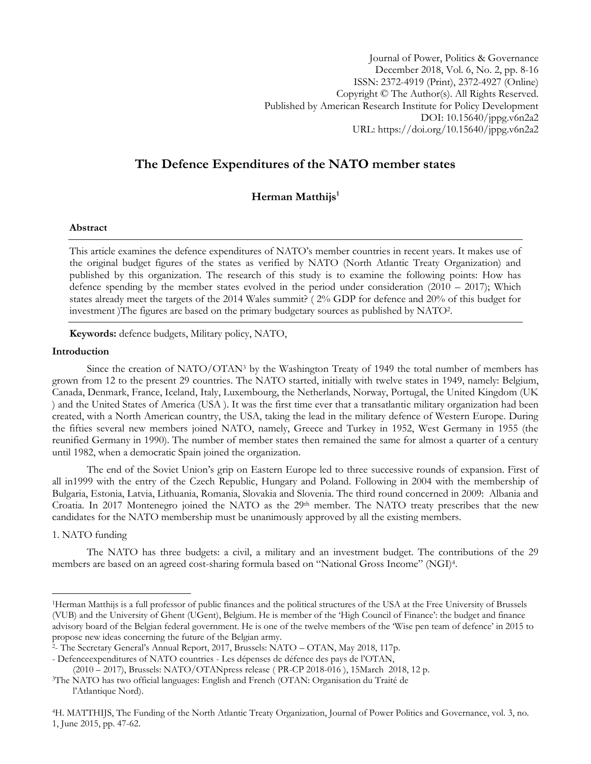Journal of Power, Politics & Governance
December 2018, Vol. 6, No. 2, pp. 8-16
ISSN: 2372-4919 (Print), 2372-4927 (Online)
Copyright © The Author(s). All Rights Reserved.
Published by American Research Institute for Policy Development
DOI: 10.15640/jppg.v6n2a2
URL: https://doi.org/10.15640/jppg.v6n2a2

# The Defence Expenditures of the NATO member states

**Herman Matthijs**[1]

### Abstract

This article examines the defence expenditures of NATO's member countries in recent years. It makes use of the original budget figures of the states as verified by NATO (North Atlantic Treaty Organization) and published by this organization. The research of this study is to examine the following points: How has defence spending by the member states evolved in the period under consideration (2010 – 2017); Which states already meet the targets of the 2014 Wales summit? ( 2% GDP for defence and 20% of this budget for investment )The figures are based on the primary budgetary sources as published by NATO[2].

**Keywords:** defence budgets, Military policy, NATO,

### Introduction

Since the creation of NATO/OTAN[3] by the Washington Treaty of 1949 the total number of members has grown from 12 to the present 29 countries. The NATO started, initially with twelve states in 1949, namely: Belgium, Canada, Denmark, France, Iceland, Italy, Luxembourg, the Netherlands, Norway, Portugal, the United Kingdom (UK ) and the United States of America (USA ). It was the first time ever that a transatlantic military organization had been created, with a North American country, the USA, taking the lead in the military defence of Western Europe. During the fifties several new members joined NATO, namely, Greece and Turkey in 1952, West Germany in 1955 (the reunified Germany in 1990). The number of member states then remained the same for almost a quarter of a century until 1982, when a democratic Spain joined the organization.

The end of the Soviet Union's grip on Eastern Europe led to three successive rounds of expansion. First of all in1999 with the entry of the Czech Republic, Hungary and Poland. Following in 2004 with the membership of Bulgaria, Estonia, Latvia, Lithuania, Romania, Slovakia and Slovenia. The third round concerned in 2009: Albania and Croatia. In 2017 Montenegro joined the NATO as the 29th member. The NATO treaty prescribes that the new candidates for the NATO membership must be unanimously approved by all the existing members.

1. NATO funding

The NATO has three budgets: a civil, a military and an investment budget. The contributions of the 29 members are based on an agreed cost-sharing formula based on "National Gross Income" (NGI)[4].

---

[1]Herman Matthijs is a full professor of public finances and the political structures of the USA at the Free University of Brussels (VUB) and the University of Ghent (UGent), Belgium. He is member of the 'High Council of Finance': the budget and finance advisory board of the Belgian federal government. He is one of the twelve members of the 'Wise pen team of defence' in 2015 to propose new ideas concerning the future of the Belgian army.

[2]- The Secretary General's Annual Report, 2017, Brussels: NATO – OTAN, May 2018, 117p.
- Defenceexpenditures of NATO countries - Les dépenses de défence des pays de l'OTAN, (2010 – 2017), Brussels: NATO/OTANpress release ( PR-CP 2018-016 ), 15March 2018, 12 p.

[3]The NATO has two official languages: English and French (OTAN: Organisation du Traité de l'Atlantique Nord).

[4]H. MATTHIJS, The Funding of the North Atlantic Treaty Organization, Journal of Power Politics and Governance, vol. 3, no. 1, June 2015, pp. 47-62.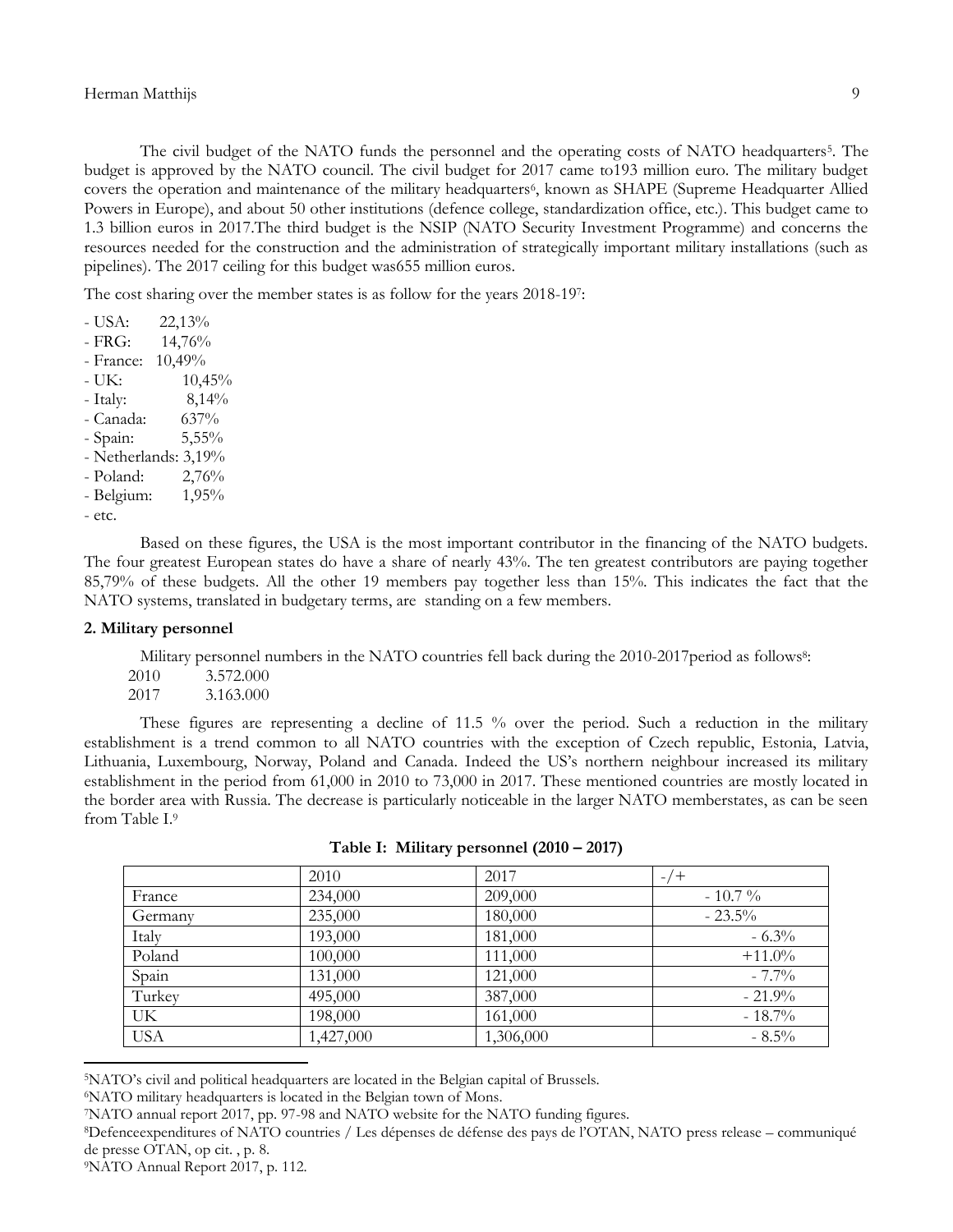The civil budget of the NATO funds the personnel and the operating costs of NATO headquarters[5]. The budget is approved by the NATO council. The civil budget for 2017 came to193 million euro. The military budget covers the operation and maintenance of the military headquarters[6], known as SHAPE (Supreme Headquarter Allied Powers in Europe), and about 50 other institutions (defence college, standardization office, etc.). This budget came to 1.3 billion euros in 2017.The third budget is the NSIP (NATO Security Investment Programme) and concerns the resources needed for the construction and the administration of strategically important military installations (such as pipelines). The 2017 ceiling for this budget was655 million euros.

The cost sharing over the member states is as follow for the years 2018-19[7]:

- USA: 22,13%
- FRG: 14,76%
- France: 10,49%
- UK: 10,45%
- Italy: 8,14%
- Canada: 637%
- Spain: 5,55%
- Netherlands: 3,19%
- Poland: 2,76%
- Belgium: 1,95%
- etc.

Based on these figures, the USA is the most important contributor in the financing of the NATO budgets. The four greatest European states do have a share of nearly 43%. The ten greatest contributors are paying together 85,79% of these budgets. All the other 19 members pay together less than 15%. This indicates the fact that the NATO systems, translated in budgetary terms, are standing on a few members.

**2. Military personnel**

Military personnel numbers in the NATO countries fell back during the 2010-2017period as follows[8]:

2010 3.572.000
2017 3.163.000

These figures are representing a decline of 11.5 % over the period. Such a reduction in the military establishment is a trend common to all NATO countries with the exception of Czech republic, Estonia, Latvia, Lithuania, Luxembourg, Norway, Poland and Canada. Indeed the US's northern neighbour increased its military establishment in the period from 61,000 in 2010 to 73,000 in 2017. These mentioned countries are mostly located in the border area with Russia. The decrease is particularly noticeable in the larger NATO memberstates, as can be seen from Table I.[9]

**Table I: Military personnel (2010 – 2017)**

| | 2010 | 2017 | -/+ |
|---|---|---|---|
| France | 234,000 | 209,000 | - 10.7 % |
| Germany | 235,000 | 180,000 | - 23.5% |
| Italy | 193,000 | 181,000 | - 6.3% |
| Poland | 100,000 | 111,000 | +11.0% |
| Spain | 131,000 | 121,000 | - 7.7% |
| Turkey | 495,000 | 387,000 | - 21.9% |
| UK | 198,000 | 161,000 | - 18.7% |
| USA | 1,427,000 | 1,306,000 | - 8.5% |

[5]NATO's civil and political headquarters are located in the Belgian capital of Brussels.

[6]NATO military headquarters is located in the Belgian town of Mons.

[7]NATO annual report 2017, pp. 97-98 and NATO website for the NATO funding figures.

[8]Defenceexpenditures of NATO countries / Les dépenses de défense des pays de l'OTAN, NATO press release – communiqué de presse OTAN, op cit. , p. 8.

[9]NATO Annual Report 2017, p. 112.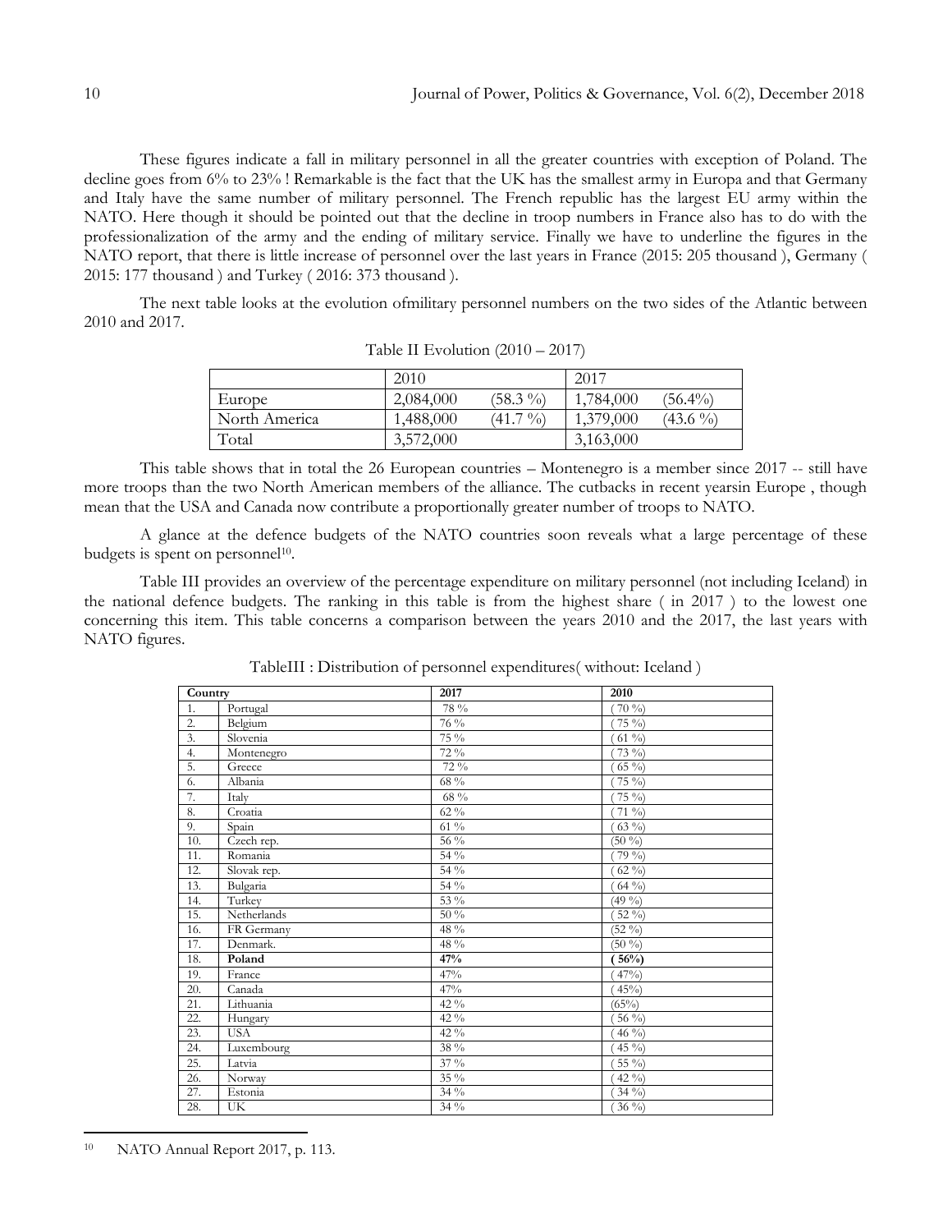These figures indicate a fall in military personnel in all the greater countries with exception of Poland. The decline goes from 6% to 23% ! Remarkable is the fact that the UK has the smallest army in Europa and that Germany and Italy have the same number of military personnel. The French republic has the largest EU army within the NATO. Here though it should be pointed out that the decline in troop numbers in France also has to do with the professionalization of the army and the ending of military service. Finally we have to underline the figures in the NATO report, that there is little increase of personnel over the last years in France (2015: 205 thousand ), Germany ( 2015: 177 thousand ) and Turkey ( 2016: 373 thousand ).

The next table looks at the evolution ofmilitary personnel numbers on the two sides of the Atlantic between 2010 and 2017.

Table II Evolution (2010 – 2017)

| | 2010 | | 2017 | |
|---|---|---|---|---|
| Europe | 2,084,000 | (58.3 %) | 1,784,000 | (56.4%) |
| North America | 1,488,000 | (41.7 %) | 1,379,000 | (43.6 %) |
| Total | 3,572,000 | | 3,163,000 | |

This table shows that in total the 26 European countries – Montenegro is a member since 2017 -- still have more troops than the two North American members of the alliance. The cutbacks in recent yearsin Europe , though mean that the USA and Canada now contribute a proportionally greater number of troops to NATO.

A glance at the defence budgets of the NATO countries soon reveals what a large percentage of these budgets is spent on personnel[10].

Table III provides an overview of the percentage expenditure on military personnel (not including Iceland) in the national defence budgets. The ranking in this table is from the highest share ( in 2017 ) to the lowest one concerning this item. This table concerns a comparison between the years 2010 and the 2017, the last years with NATO figures.

TableIII : Distribution of personnel expenditures( without: Iceland )

| Country | | 2017 | 2010 |
|---|---|---|---|
| 1. | Portugal | 78 % | ( 70 %) |
| 2. | Belgium | 76 % | ( 75 %) |
| 3. | Slovenia | 75 % | ( 61 %) |
| 4. | Montenegro | 72 % | ( 73 %) |
| 5. | Greece | 72 % | ( 65 %) |
| 6. | Albania | 68 % | ( 75 %) |
| 7. | Italy | 68 % | ( 75 %) |
| 8. | Croatia | 62 % | ( 71 %) |
| 9. | Spain | 61 % | ( 63 %) |
| 10. | Czech rep. | 56 % | (50 %) |
| 11. | Romania | 54 % | ( 79 %) |
| 12. | Slovak rep. | 54 % | ( 62 %) |
| 13. | Bulgaria | 54 % | ( 64 %) |
| 14. | Turkey | 53 % | (49 %) |
| 15. | Netherlands | 50 % | ( 52 %) |
| 16. | FR Germany | 48 % | (52 %) |
| 17. | Denmark. | 48 % | (50 %) |
| 18. | **Poland** | **47%** | **( 56%)** |
| 19. | France | 47% | ( 47%) |
| 20. | Canada | 47% | ( 45%) |
| 21. | Lithuania | 42 % | (65%) |
| 22. | Hungary | 42 % | ( 56 %) |
| 23. | USA | 42 % | ( 46 %) |
| 24. | Luxembourg | 38 % | ( 45 %) |
| 25. | Latvia | 37 % | ( 55 %) |
| 26. | Norway | 35 % | ( 42 %) |
| 27. | Estonia | 34 % | ( 34 %) |
| 28. | UK | 34 % | ( 36 %) |

[10] NATO Annual Report 2017, p. 113.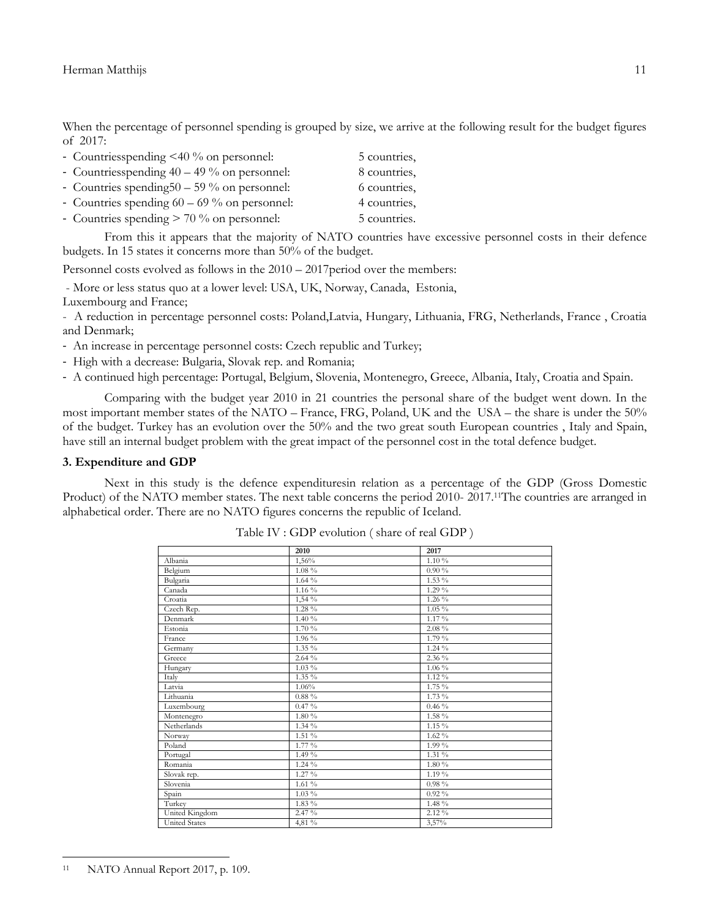When the percentage of personnel spending is grouped by size, we arrive at the following result for the budget figures of 2017:

- Countriesspending <40 % on personnel: 5 countries,
- Countriesspending 40 – 49 % on personnel: 8 countries,
- Countries spending50 – 59 % on personnel: 6 countries,
- Countries spending 60 – 69 % on personnel: 4 countries,
- Countries spending > 70 % on personnel: 5 countries.

From this it appears that the majority of NATO countries have excessive personnel costs in their defence budgets. In 15 states it concerns more than 50% of the budget.

Personnel costs evolved as follows in the 2010 – 2017period over the members:

- More or less status quo at a lower level: USA, UK, Norway, Canada, Estonia, Luxembourg and France;
- A reduction in percentage personnel costs: Poland,Latvia, Hungary, Lithuania, FRG, Netherlands, France , Croatia and Denmark;
- An increase in percentage personnel costs: Czech republic and Turkey;
- High with a decrease: Bulgaria, Slovak rep. and Romania;
- A continued high percentage: Portugal, Belgium, Slovenia, Montenegro, Greece, Albania, Italy, Croatia and Spain.

Comparing with the budget year 2010 in 21 countries the personal share of the budget went down. In the most important member states of the NATO – France, FRG, Poland, UK and the USA – the share is under the 50% of the budget. Turkey has an evolution over the 50% and the two great south European countries , Italy and Spain, have still an internal budget problem with the great impact of the personnel cost in the total defence budget.

### 3. Expenditure and GDP

Next in this study is the defence expendituresin relation as a percentage of the GDP (Gross Domestic Product) of the NATO member states. The next table concerns the period 2010- 2017.[11]The countries are arranged in alphabetical order. There are no NATO figures concerns the republic of Iceland.

Table IV : GDP evolution ( share of real GDP )

| | 2010 | 2017 |
|---|---|---|
| Albania | 1,56% | 1.10 % |
| Belgium | 1.08 % | 0.90 % |
| Bulgaria | 1.64 % | 1.53 % |
| Canada | 1.16 % | 1.29 % |
| Croatia | 1,54 % | 1.26 % |
| Czech Rep. | 1.28 % | 1.05 % |
| Denmark | 1.40 % | 1.17 % |
| Estonia | 1.70 % | 2.08 % |
| France | 1.96 % | 1.79 % |
| Germany | 1.35 % | 1.24 % |
| Greece | 2.64 % | 2.36 % |
| Hungary | 1.03 % | 1.06 % |
| Italy | 1.35 % | 1.12 % |
| Latvia | 1.06% | 1.75 % |
| Lithuania | 0.88 % | 1.73 % |
| Luxembourg | 0.47 % | 0.46 % |
| Montenegro | 1.80 % | 1.58 % |
| Netherlands | 1.34 % | 1.15 % |
| Norway | 1.51 % | 1.62 % |
| Poland | 1.77 % | 1.99 % |
| Portugal | 1.49 % | 1.31 % |
| Romania | 1.24 % | 1.80 % |
| Slovak rep. | 1.27 % | 1.19 % |
| Slovenia | 1.61 % | 0.98 % |
| Spain | 1.03 % | 0.92 % |
| Turkey | 1.83 % | 1.48 % |
| United Kingdom | 2.47 % | 2.12 % |
| United States | 4,81 % | 3,57% |

[11] NATO Annual Report 2017, p. 109.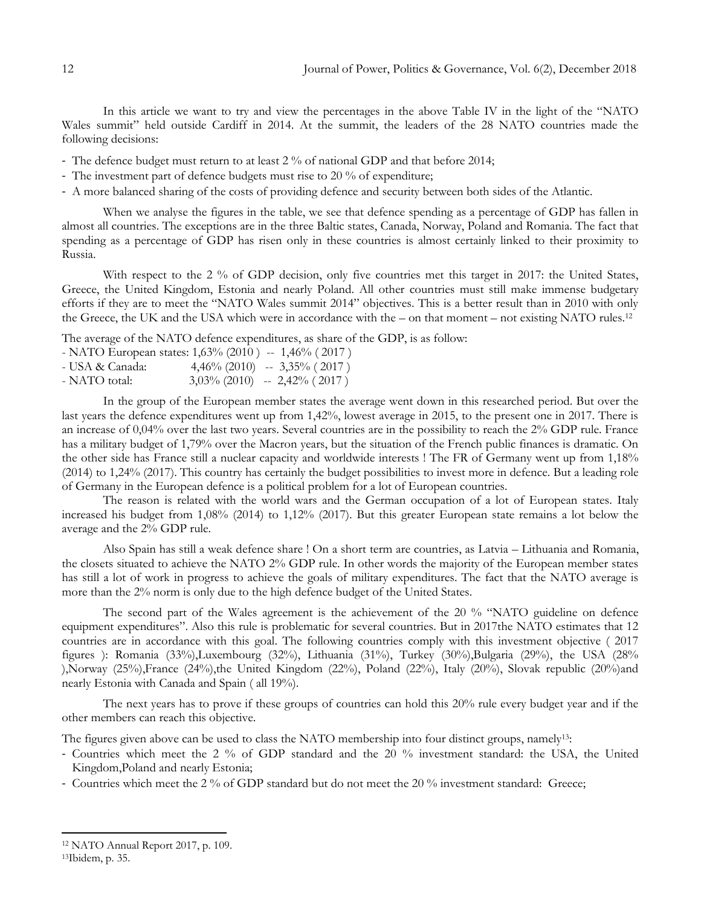In this article we want to try and view the percentages in the above Table IV in the light of the "NATO Wales summit" held outside Cardiff in 2014. At the summit, the leaders of the 28 NATO countries made the following decisions:

- The defence budget must return to at least 2 % of national GDP and that before 2014;
- The investment part of defence budgets must rise to 20 % of expenditure;
- A more balanced sharing of the costs of providing defence and security between both sides of the Atlantic.

When we analyse the figures in the table, we see that defence spending as a percentage of GDP has fallen in almost all countries. The exceptions are in the three Baltic states, Canada, Norway, Poland and Romania. The fact that spending as a percentage of GDP has risen only in these countries is almost certainly linked to their proximity to Russia.

With respect to the 2 % of GDP decision, only five countries met this target in 2017: the United States, Greece, the United Kingdom, Estonia and nearly Poland. All other countries must still make immense budgetary efforts if they are to meet the "NATO Wales summit 2014" objectives. This is a better result than in 2010 with only the Greece, the UK and the USA which were in accordance with the – on that moment – not existing NATO rules.[12]

The average of the NATO defence expenditures, as share of the GDP, is as follow:

- NATO European states: 1,63% (2010 ) -- 1,46% ( 2017 )
- USA & Canada: 4,46% (2010) -- 3,35% ( 2017 )
- NATO total: 3,03% (2010) -- 2,42% ( 2017 )

In the group of the European member states the average went down in this researched period. But over the last years the defence expenditures went up from 1,42%, lowest average in 2015, to the present one in 2017. There is an increase of 0,04% over the last two years. Several countries are in the possibility to reach the 2% GDP rule. France has a military budget of 1,79% over the Macron years, but the situation of the French public finances is dramatic. On the other side has France still a nuclear capacity and worldwide interests ! The FR of Germany went up from 1,18% (2014) to 1,24% (2017). This country has certainly the budget possibilities to invest more in defence. But a leading role of Germany in the European defence is a political problem for a lot of European countries.

The reason is related with the world wars and the German occupation of a lot of European states. Italy increased his budget from 1,08% (2014) to 1,12% (2017). But this greater European state remains a lot below the average and the 2% GDP rule.

Also Spain has still a weak defence share ! On a short term are countries, as Latvia – Lithuania and Romania, the closets situated to achieve the NATO 2% GDP rule. In other words the majority of the European member states has still a lot of work in progress to achieve the goals of military expenditures. The fact that the NATO average is more than the 2% norm is only due to the high defence budget of the United States.

The second part of the Wales agreement is the achievement of the 20 % "NATO guideline on defence equipment expenditures". Also this rule is problematic for several countries. But in 2017the NATO estimates that 12 countries are in accordance with this goal. The following countries comply with this investment objective ( 2017 figures ): Romania (33%),Luxembourg (32%), Lithuania (31%), Turkey (30%),Bulgaria (29%), the USA (28% ),Norway (25%),France (24%),the United Kingdom (22%), Poland (22%), Italy (20%), Slovak republic (20%)and nearly Estonia with Canada and Spain ( all 19%).

The next years has to prove if these groups of countries can hold this 20% rule every budget year and if the other members can reach this objective.

The figures given above can be used to class the NATO membership into four distinct groups, namely[13]:

- Countries which meet the 2 % of GDP standard and the 20 % investment standard: the USA, the United Kingdom,Poland and nearly Estonia;
- Countries which meet the 2 % of GDP standard but do not meet the 20 % investment standard: Greece;

[12] NATO Annual Report 2017, p. 109.

[13] Ibidem, p. 35.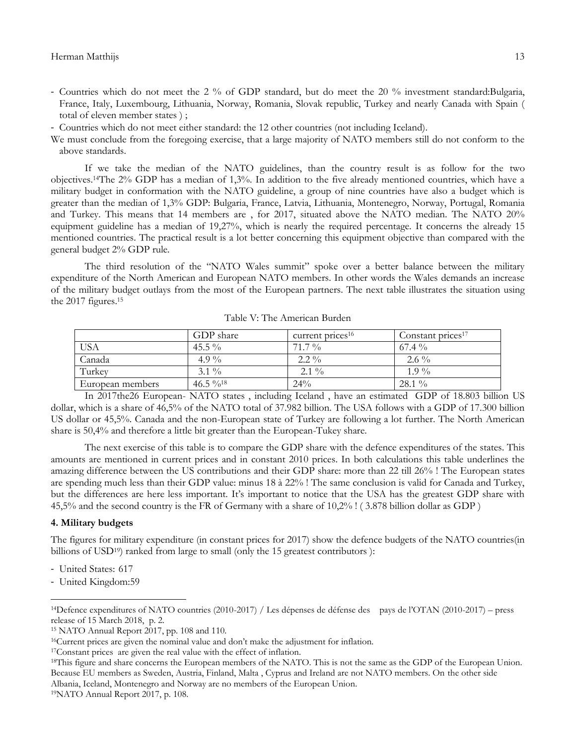- Countries which do not meet the 2 % of GDP standard, but do meet the 20 % investment standard:Bulgaria, France, Italy, Luxembourg, Lithuania, Norway, Romania, Slovak republic, Turkey and nearly Canada with Spain ( total of eleven member states ) ;
- Countries which do not meet either standard: the 12 other countries (not including Iceland).

We must conclude from the foregoing exercise, that a large majority of NATO members still do not conform to the above standards.

If we take the median of the NATO guidelines, than the country result is as follow for the two objectives.[14]The 2% GDP has a median of 1,3%. In addition to the five already mentioned countries, which have a military budget in conformation with the NATO guideline, a group of nine countries have also a budget which is greater than the median of 1,3% GDP: Bulgaria, France, Latvia, Lithuania, Montenegro, Norway, Portugal, Romania and Turkey. This means that 14 members are , for 2017, situated above the NATO median. The NATO 20% equipment guideline has a median of 19,27%, which is nearly the required percentage. It concerns the already 15 mentioned countries. The practical result is a lot better concerning this equipment objective than compared with the general budget 2% GDP rule.

The third resolution of the "NATO Wales summit" spoke over a better balance between the military expenditure of the North American and European NATO members. In other words the Wales demands an increase of the military budget outlays from the most of the European partners. The next table illustrates the situation using the 2017 figures.[15]

Table V: The American Burden

| | GDP share | current prices[16] | Constant prices[17] |
|---|---|---|---|
| USA | 45.5 % | 71.7 % | 67.4 % |
| Canada | 4.9 % | 2.2 % | 2.6 % |
| Turkey | 3.1 % | 2.1 % | 1.9 % |
| European members | 46.5 %[18] | 24% | 28.1 % |

In 2017the26 European- NATO states , including Iceland , have an estimated GDP of 18.803 billion US dollar, which is a share of 46,5% of the NATO total of 37.982 billion. The USA follows with a GDP of 17.300 billion US dollar or 45,5%. Canada and the non-European state of Turkey are following a lot further. The North American share is 50,4% and therefore a little bit greater than the European-Tukey share.

The next exercise of this table is to compare the GDP share with the defence expenditures of the states. This amounts are mentioned in current prices and in constant 2010 prices. In both calculations this table underlines the amazing difference between the US contributions and their GDP share: more than 22 till 26% ! The European states are spending much less than their GDP value: minus 18 à 22% ! The same conclusion is valid for Canada and Turkey, but the differences are here less important. It's important to notice that the USA has the greatest GDP share with 45,5% and the second country is the FR of Germany with a share of 10,2% ! ( 3.878 billion dollar as GDP )

**4. Military budgets**

The figures for military expenditure (in constant prices for 2017) show the defence budgets of the NATO countries(in billions of USD[19]) ranked from large to small (only the 15 greatest contributors ):

- United States: 617
- United Kingdom:59

[14]Defence expenditures of NATO countries (2010-2017) / Les dépenses de défense des pays de l'OTAN (2010-2017) – press release of 15 March 2018, p. 2.

[15] NATO Annual Report 2017, pp. 108 and 110.

[16]Current prices are given the nominal value and don't make the adjustment for inflation.

[17]Constant prices are given the real value with the effect of inflation.

[18]This figure and share concerns the European members of the NATO. This is not the same as the GDP of the European Union. Because EU members as Sweden, Austria, Finland, Malta , Cyprus and Ireland are not NATO members. On the other side Albania, Iceland, Montenegro and Norway are no members of the European Union.

[19]NATO Annual Report 2017, p. 108.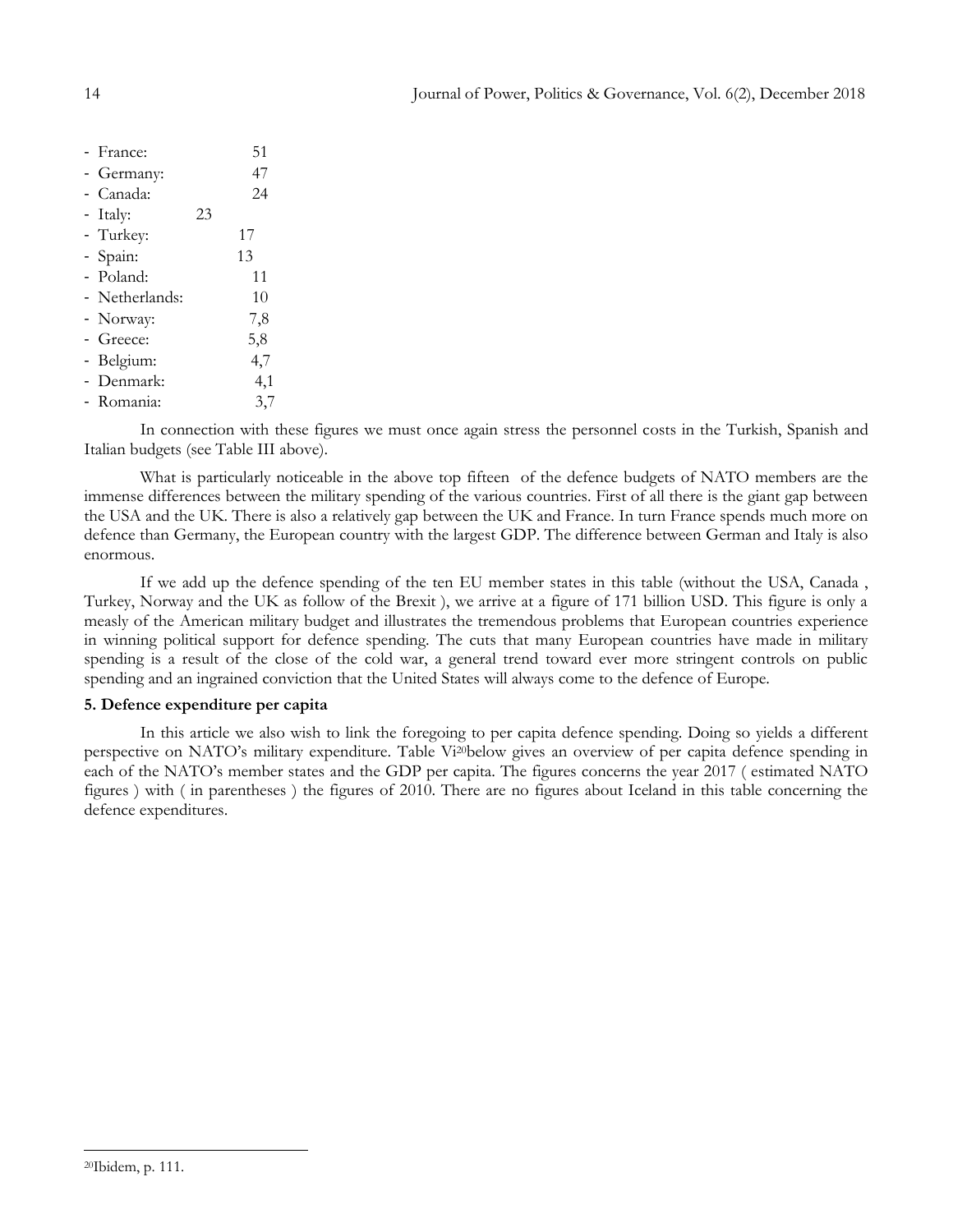- France: 51
- Germany: 47
- Canada: 24
- Italy: 23
- Turkey: 17
- Spain: 13
- Poland: 11
- Netherlands: 10
- Norway: 7,8
- Greece: 5,8
- Belgium: 4,7
- Denmark: 4,1
- Romania: 3,7

In connection with these figures we must once again stress the personnel costs in the Turkish, Spanish and Italian budgets (see Table III above).

What is particularly noticeable in the above top fifteen of the defence budgets of NATO members are the immense differences between the military spending of the various countries. First of all there is the giant gap between the USA and the UK. There is also a relatively gap between the UK and France. In turn France spends much more on defence than Germany, the European country with the largest GDP. The difference between German and Italy is also enormous.

If we add up the defence spending of the ten EU member states in this table (without the USA, Canada , Turkey, Norway and the UK as follow of the Brexit ), we arrive at a figure of 171 billion USD. This figure is only a measly of the American military budget and illustrates the tremendous problems that European countries experience in winning political support for defence spending. The cuts that many European countries have made in military spending is a result of the close of the cold war, a general trend toward ever more stringent controls on public spending and an ingrained conviction that the United States will always come to the defence of Europe.

**5. Defence expenditure per capita**

In this article we also wish to link the foregoing to per capita defence spending. Doing so yields a different perspective on NATO's military expenditure. Table Vi[20]below gives an overview of per capita defence spending in each of the NATO's member states and the GDP per capita. The figures concerns the year 2017 ( estimated NATO figures ) with ( in parentheses ) the figures of 2010. There are no figures about Iceland in this table concerning the defence expenditures.

[20]Ibidem, p. 111.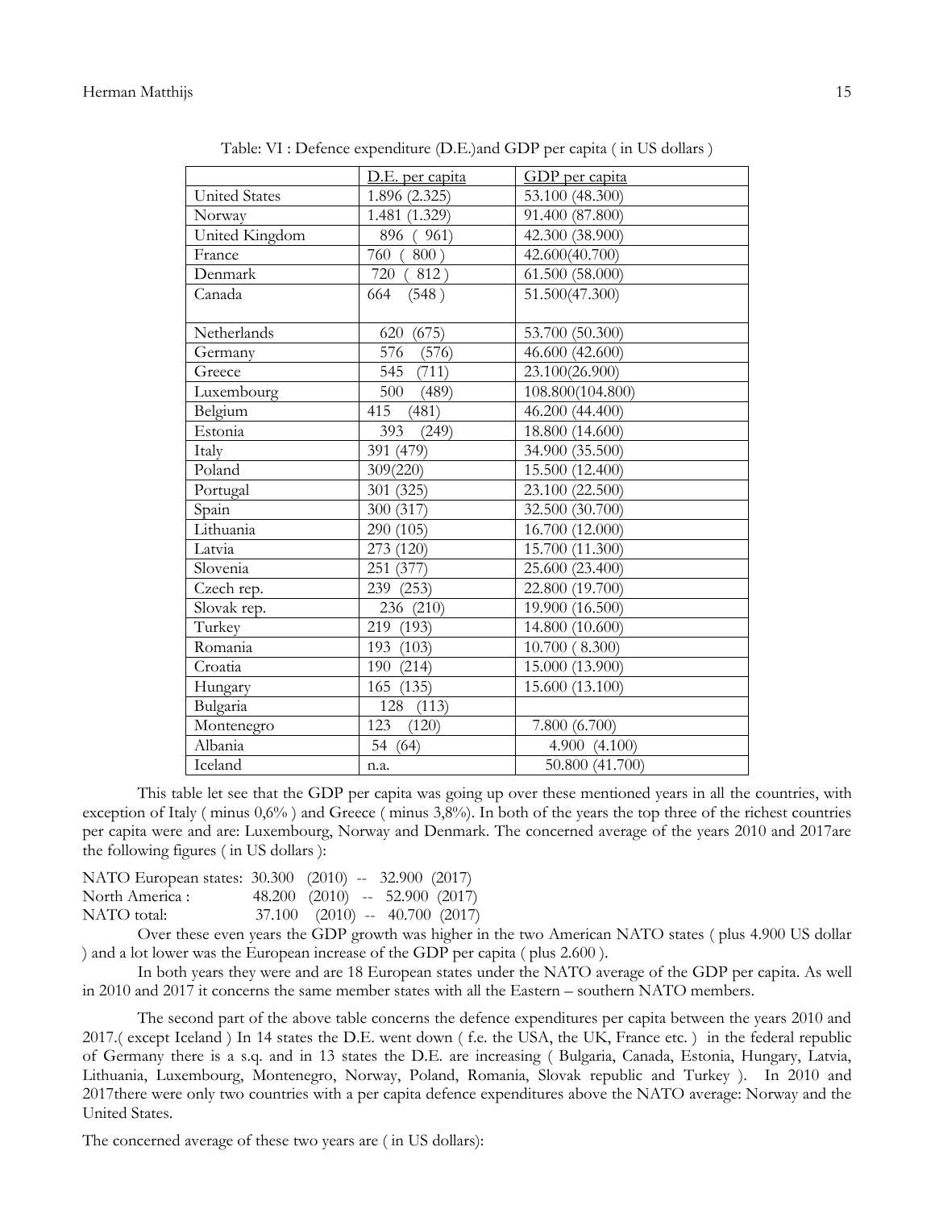Table: VI : Defence expenditure (D.E.)and GDP per capita ( in US dollars )

| | D.E. per capita | GDP per capita |
|---|---|---|
| United States | 1.896 (2.325) | 53.100 (48.300) |
| Norway | 1.481 (1.329) | 91.400 (87.800) |
| United Kingdom | 896 ( 961) | 42.300 (38.900) |
| France | 760 ( 800 ) | 42.600(40.700) |
| Denmark | 720 ( 812 ) | 61.500 (58.000) |
| Canada | 664 (548 ) | 51.500(47.300) |
| Netherlands | 620 (675) | 53.700 (50.300) |
| Germany | 576 (576) | 46.600 (42.600) |
| Greece | 545 (711) | 23.100(26.900) |
| Luxembourg | 500 (489) | 108.800(104.800) |
| Belgium | 415 (481) | 46.200 (44.400) |
| Estonia | 393 (249) | 18.800 (14.600) |
| Italy | 391 (479) | 34.900 (35.500) |
| Poland | 309(220) | 15.500 (12.400) |
| Portugal | 301 (325) | 23.100 (22.500) |
| Spain | 300 (317) | 32.500 (30.700) |
| Lithuania | 290 (105) | 16.700 (12.000) |
| Latvia | 273 (120) | 15.700 (11.300) |
| Slovenia | 251 (377) | 25.600 (23.400) |
| Czech rep. | 239 (253) | 22.800 (19.700) |
| Slovak rep. | 236 (210) | 19.900 (16.500) |
| Turkey | 219 (193) | 14.800 (10.600) |
| Romania | 193 (103) | 10.700 ( 8.300) |
| Croatia | 190 (214) | 15.000 (13.900) |
| Hungary | 165 (135) | 15.600 (13.100) |
| Bulgaria | 128 (113) | |
| Montenegro | 123 (120) | 7.800 (6.700) |
| Albania | 54 (64) | 4.900 (4.100) |
| Iceland | n.a. | 50.800 (41.700) |

This table let see that the GDP per capita was going up over these mentioned years in all the countries, with exception of Italy ( minus 0,6% ) and Greece ( minus 3,8%). In both of the years the top three of the richest countries per capita were and are: Luxembourg, Norway and Denmark. The concerned average of the years 2010 and 2017are the following figures ( in US dollars ):

NATO European states: 30.300 (2010) -- 32.900 (2017)
North America : 48.200 (2010) -- 52.900 (2017)
NATO total: 37.100 (2010) -- 40.700 (2017)

Over these even years the GDP growth was higher in the two American NATO states ( plus 4.900 US dollar ) and a lot lower was the European increase of the GDP per capita ( plus 2.600 ).

In both years they were and are 18 European states under the NATO average of the GDP per capita. As well in 2010 and 2017 it concerns the same member states with all the Eastern – southern NATO members.

The second part of the above table concerns the defence expenditures per capita between the years 2010 and 2017.( except Iceland ) In 14 states the D.E. went down ( f.e. the USA, the UK, France etc. ) in the federal republic of Germany there is a s.q. and in 13 states the D.E. are increasing ( Bulgaria, Canada, Estonia, Hungary, Latvia, Lithuania, Luxembourg, Montenegro, Norway, Poland, Romania, Slovak republic and Turkey ). In 2010 and 2017there were only two countries with a per capita defence expenditures above the NATO average: Norway and the United States.

The concerned average of these two years are ( in US dollars):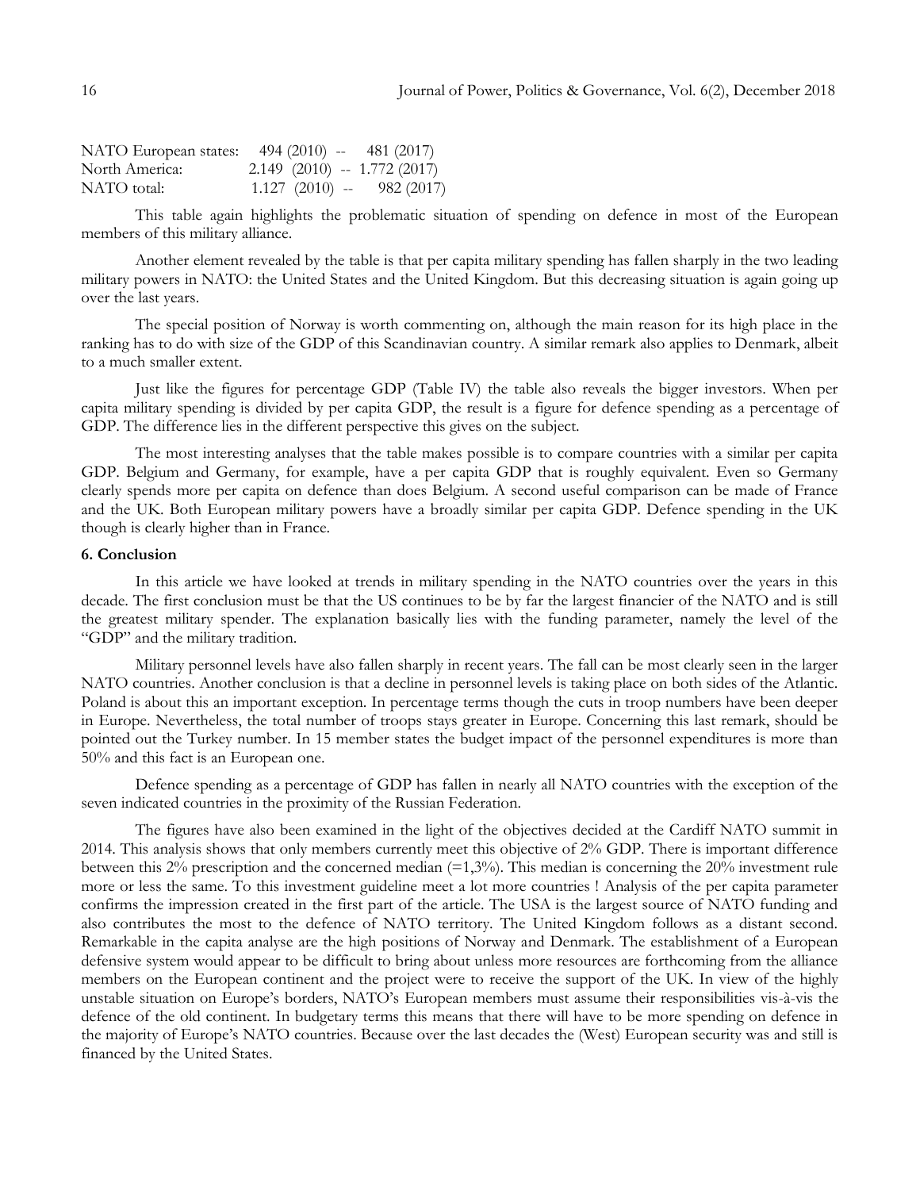| | | |
|---|---|---|
| NATO European states: | 494 (2010) -- | 481 (2017) |
| North America: | 2.149 (2010) -- | 1.772 (2017) |
| NATO total: | 1.127 (2010) -- | 982 (2017) |

This table again highlights the problematic situation of spending on defence in most of the European members of this military alliance.

Another element revealed by the table is that per capita military spending has fallen sharply in the two leading military powers in NATO: the United States and the United Kingdom. But this decreasing situation is again going up over the last years.

The special position of Norway is worth commenting on, although the main reason for its high place in the ranking has to do with size of the GDP of this Scandinavian country. A similar remark also applies to Denmark, albeit to a much smaller extent.

Just like the figures for percentage GDP (Table IV) the table also reveals the bigger investors. When per capita military spending is divided by per capita GDP, the result is a figure for defence spending as a percentage of GDP. The difference lies in the different perspective this gives on the subject.

The most interesting analyses that the table makes possible is to compare countries with a similar per capita GDP. Belgium and Germany, for example, have a per capita GDP that is roughly equivalent. Even so Germany clearly spends more per capita on defence than does Belgium. A second useful comparison can be made of France and the UK. Both European military powers have a broadly similar per capita GDP. Defence spending in the UK though is clearly higher than in France.

## 6. Conclusion

In this article we have looked at trends in military spending in the NATO countries over the years in this decade. The first conclusion must be that the US continues to be by far the largest financier of the NATO and is still the greatest military spender. The explanation basically lies with the funding parameter, namely the level of the "GDP" and the military tradition.

Military personnel levels have also fallen sharply in recent years. The fall can be most clearly seen in the larger NATO countries. Another conclusion is that a decline in personnel levels is taking place on both sides of the Atlantic. Poland is about this an important exception. In percentage terms though the cuts in troop numbers have been deeper in Europe. Nevertheless, the total number of troops stays greater in Europe. Concerning this last remark, should be pointed out the Turkey number. In 15 member states the budget impact of the personnel expenditures is more than 50% and this fact is an European one.

Defence spending as a percentage of GDP has fallen in nearly all NATO countries with the exception of the seven indicated countries in the proximity of the Russian Federation.

The figures have also been examined in the light of the objectives decided at the Cardiff NATO summit in 2014. This analysis shows that only members currently meet this objective of 2% GDP. There is important difference between this 2% prescription and the concerned median (=1,3%). This median is concerning the 20% investment rule more or less the same. To this investment guideline meet a lot more countries ! Analysis of the per capita parameter confirms the impression created in the first part of the article. The USA is the largest source of NATO funding and also contributes the most to the defence of NATO territory. The United Kingdom follows as a distant second. Remarkable in the capita analyse are the high positions of Norway and Denmark. The establishment of a European defensive system would appear to be difficult to bring about unless more resources are forthcoming from the alliance members on the European continent and the project were to receive the support of the UK. In view of the highly unstable situation on Europe's borders, NATO's European members must assume their responsibilities vis-à-vis the defence of the old continent. In budgetary terms this means that there will have to be more spending on defence in the majority of Europe's NATO countries. Because over the last decades the (West) European security was and still is financed by the United States.